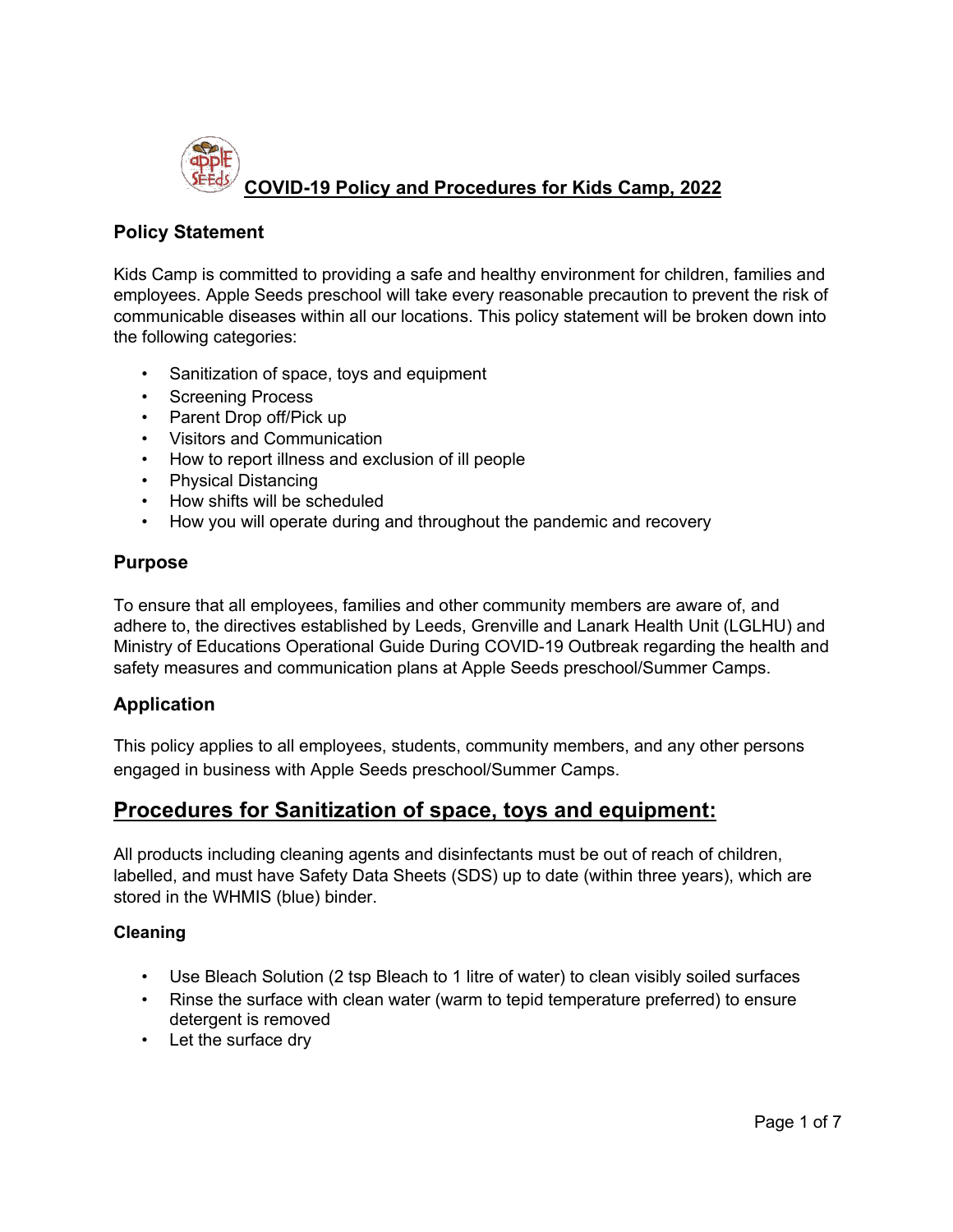# COVID-19 Policy and Procedures for Kids Camp, 2022

## Policy Statement

Kids Camp is committed to providing a safe and healthy environment for children, families and employees. Apple Seeds preschool will take every reasonable precaution to prevent the risk of communicable diseases within all our locations. This policy statement will be broken down into the following categories:

- Sanitization of space, toys and equipment
- Screening Process
- Parent Drop off/Pick up
- Visitors and Communication
- How to report illness and exclusion of ill people
- Physical Distancing
- How shifts will be scheduled
- How you will operate during and throughout the pandemic and recovery

## Purpose

To ensure that all employees, families and other community members are aware of, and adhere to, the directives established by Leeds, Grenville and Lanark Health Unit (LGLHU) and Ministry of Educations Operational Guide During COVID-19 Outbreak regarding the health and safety measures and communication plans at Apple Seeds preschool/Summer Camps.

## Application

This policy applies to all employees, students, community members, and any other persons engaged in business with Apple Seeds preschool/Summer Camps.

## Procedures for Sanitization of space, toys and equipment:

All products including cleaning agents and disinfectants must be out of reach of children, labelled, and must have Safety Data Sheets (SDS) up to date (within three years), which are stored in the WHMIS (blue) binder.

### Cleaning

- Use Bleach Solution (2 tsp Bleach to 1 litre of water) to clean visibly soiled surfaces
- Rinse the surface with clean water (warm to tepid temperature preferred) to ensure detergent is removed
- Let the surface dry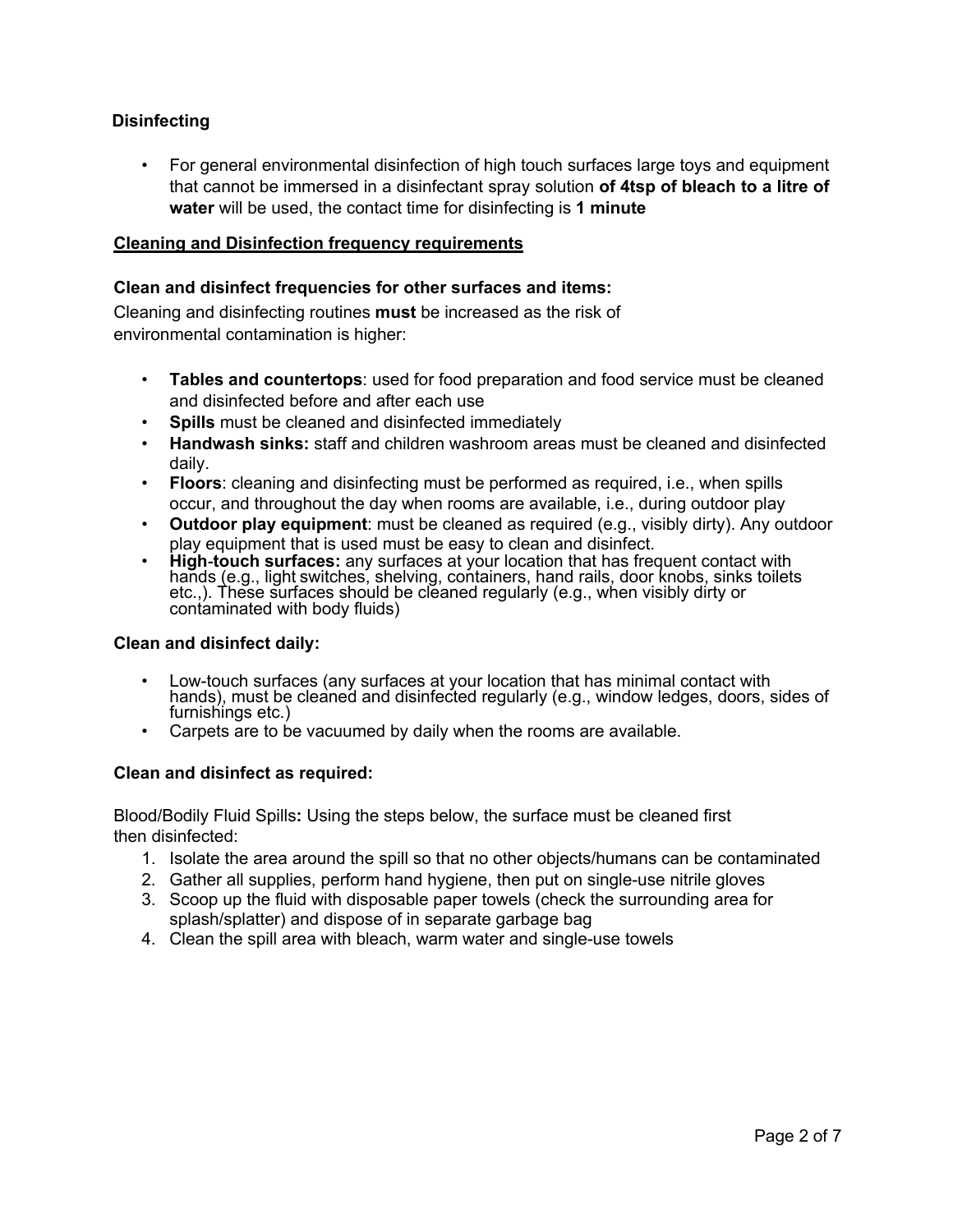### Disinfecting

- For general environmental disinfection of high touch surfaces large toys and equipment that cannot be immersed in a disinfectant spray solution **of 4tsp of bleach to a litre of water** will be used, the contact time for disinfecting is **1 minute**

**Cleaning and Disinfection frequency requirements**

**Clean and disinfect frequencies for other surfaces and items:**

Cleaning and disinfecting routines **must** be increased as the risk of environmental contamination is higher:

- **Tables and countertops**: used for food preparation and food service must be cleaned and disinfected before and after each use
- **Spills** must be cleaned and disinfected immediately
- **Handwash sinks:** staff and children washroom areas must be cleaned and disinfected daily.
- **Floors**: cleaning and disinfecting must be performed as required, i.e., when spills occur, and throughout the day when rooms are available, i.e., during outdoor play
- **Outdoor play equipment**: must be cleaned as required (e.g., visibly dirty). Any outdoor play equipment that is used must be easy to clean and disinfect.
- **High-touch surfaces:** any surfaces at your location that has frequent contact with hands (e.g., light switches, shelving, containers, hand rails, door knobs, sinks toilets etc.,). These surfaces should be cleaned regularly (e.g., when visibly dirty or contaminated with body fluids)

**Clean and disinfect daily:**

- Low-touch surfaces (any surfaces at your location that has minimal contact with hands), must be cleaned and disinfected regularly (e.g., window ledges, doors, sides of furnishings etc.)
- Carpets are to be vacuumed by daily when the rooms are available.

**Clean and disinfect as required:**

Blood/Bodily Fluid Spills**:** Using the steps below, the surface must be cleaned first then disinfected:

1. Isolate the area around the spill so that no other objects/humans can be contaminated
2. Gather all supplies, perform hand hygiene, then put on single-use nitrile gloves
3. Scoop up the fluid with disposable paper towels (check the surrounding area for splash/splatter) and dispose of in separate garbage bag
4. Clean the spill area with bleach, warm water and single-use towels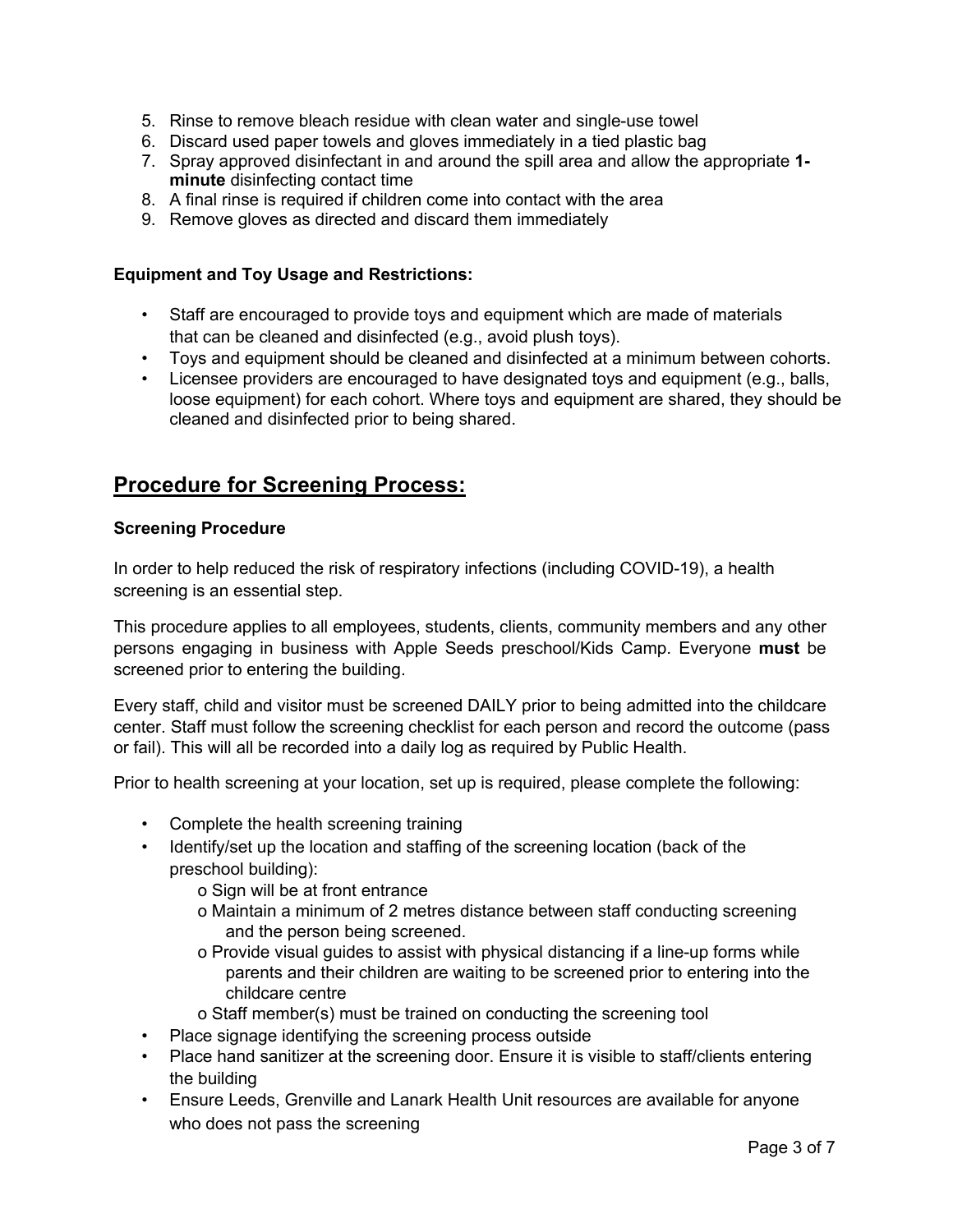5. Rinse to remove bleach residue with clean water and single-use towel
6. Discard used paper towels and gloves immediately in a tied plastic bag
7. Spray approved disinfectant in and around the spill area and allow the appropriate **1-minute** disinfecting contact time
8. A final rinse is required if children come into contact with the area
9. Remove gloves as directed and discard them immediately

**Equipment and Toy Usage and Restrictions:**

- Staff are encouraged to provide toys and equipment which are made of materials that can be cleaned and disinfected (e.g., avoid plush toys).
- Toys and equipment should be cleaned and disinfected at a minimum between cohorts.
- Licensee providers are encouraged to have designated toys and equipment (e.g., balls, loose equipment) for each cohort. Where toys and equipment are shared, they should be cleaned and disinfected prior to being shared.

## Procedure for Screening Process:

**Screening Procedure**

In order to help reduced the risk of respiratory infections (including COVID-19), a health screening is an essential step.

This procedure applies to all employees, students, clients, community members and any other persons engaging in business with Apple Seeds preschool/Kids Camp. Everyone **must** be screened prior to entering the building.

Every staff, child and visitor must be screened DAILY prior to being admitted into the childcare center. Staff must follow the screening checklist for each person and record the outcome (pass or fail). This will all be recorded into a daily log as required by Public Health.

Prior to health screening at your location, set up is required, please complete the following:

- Complete the health screening training
- Identify/set up the location and staffing of the screening location (back of the preschool building):
  - Sign will be at front entrance
  - Maintain a minimum of 2 metres distance between staff conducting screening and the person being screened.
  - Provide visual guides to assist with physical distancing if a line-up forms while parents and their children are waiting to be screened prior to entering into the childcare centre
  - Staff member(s) must be trained on conducting the screening tool
- Place signage identifying the screening process outside
- Place hand sanitizer at the screening door. Ensure it is visible to staff/clients entering the building
- Ensure Leeds, Grenville and Lanark Health Unit resources are available for anyone who does not pass the screening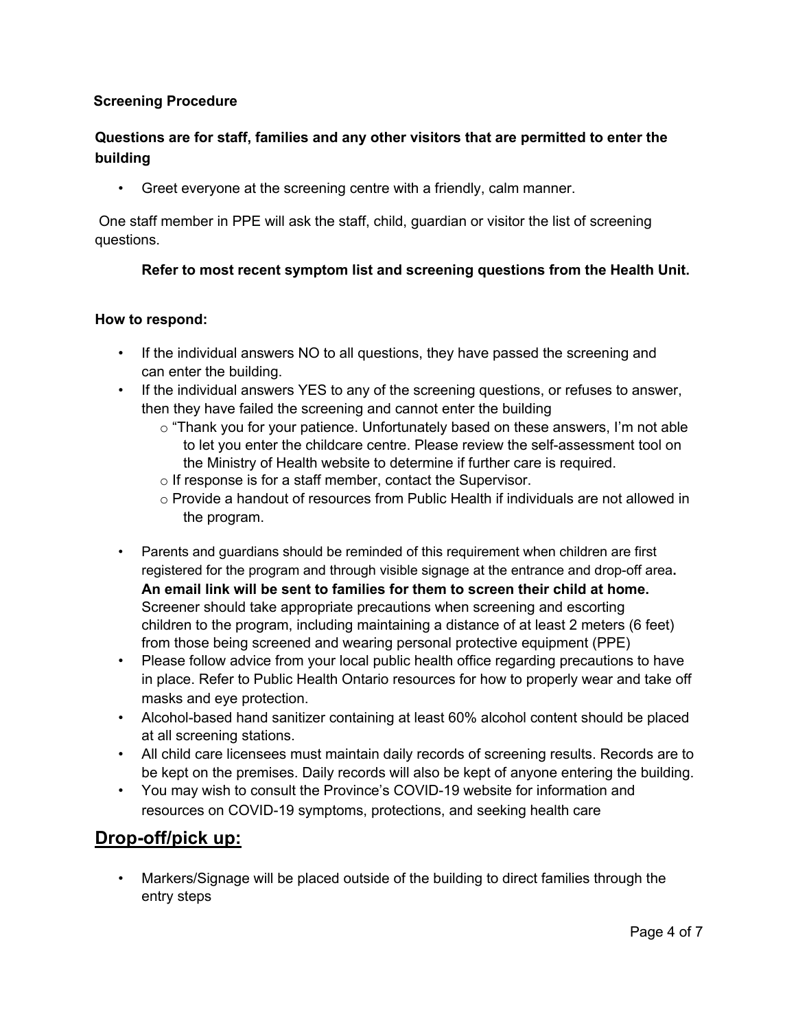**Screening Procedure**

**Questions are for staff, families and any other visitors that are permitted to enter the building**

- Greet everyone at the screening centre with a friendly, calm manner.

One staff member in PPE will ask the staff, child, guardian or visitor the list of screening questions.

**Refer to most recent symptom list and screening questions from the Health Unit.**

**How to respond:**

- If the individual answers NO to all questions, they have passed the screening and can enter the building.
- If the individual answers YES to any of the screening questions, or refuses to answer, then they have failed the screening and cannot enter the building
    - "Thank you for your patience. Unfortunately based on these answers, I'm not able to let you enter the childcare centre. Please review the self-assessment tool on the Ministry of Health website to determine if further care is required.
    - If response is for a staff member, contact the Supervisor.
    - Provide a handout of resources from Public Health if individuals are not allowed in the program.
- Parents and guardians should be reminded of this requirement when children are first registered for the program and through visible signage at the entrance and drop-off area**.** **An email link will be sent to families for them to screen their child at home.** Screener should take appropriate precautions when screening and escorting children to the program, including maintaining a distance of at least 2 meters (6 feet) from those being screened and wearing personal protective equipment (PPE)
- Please follow advice from your local public health office regarding precautions to have in place. Refer to Public Health Ontario resources for how to properly wear and take off masks and eye protection.
- Alcohol-based hand sanitizer containing at least 60% alcohol content should be placed at all screening stations.
- All child care licensees must maintain daily records of screening results. Records are to be kept on the premises. Daily records will also be kept of anyone entering the building.
- You may wish to consult the Province's COVID-19 website for information and resources on COVID-19 symptoms, protections, and seeking health care

## Drop-off/pick up:

- Markers/Signage will be placed outside of the building to direct families through the entry steps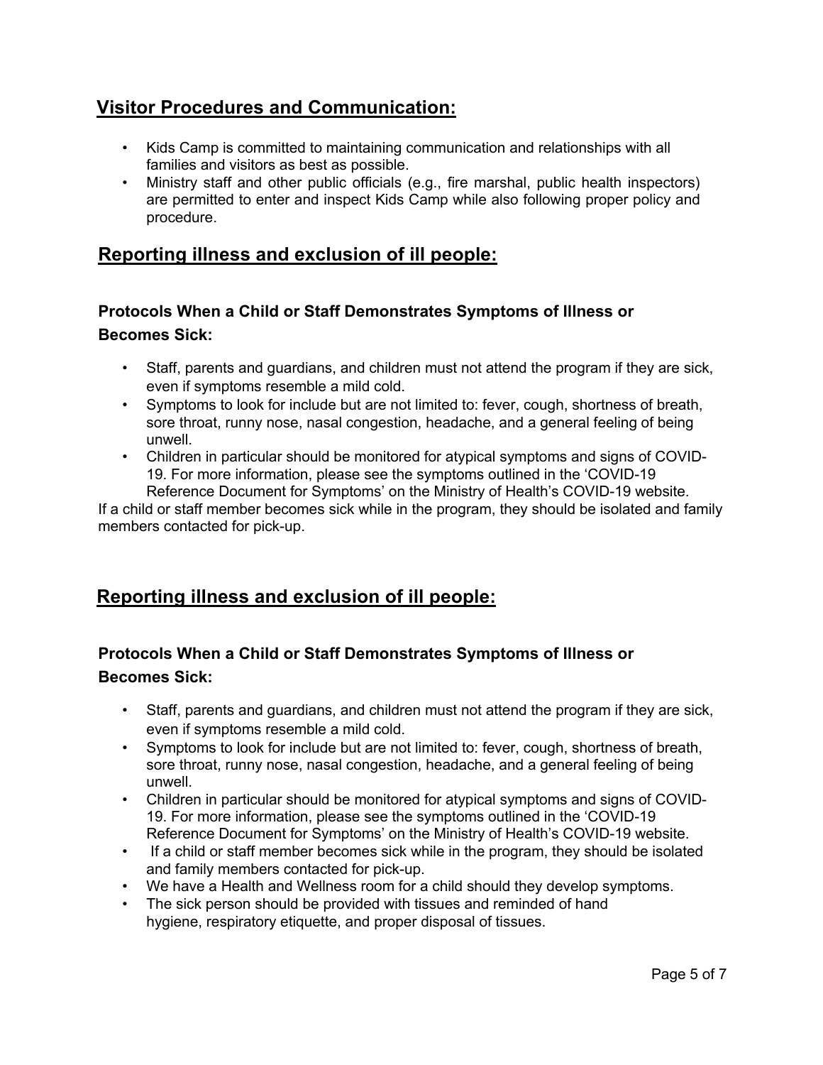## Visitor Procedures and Communication:

- Kids Camp is committed to maintaining communication and relationships with all families and visitors as best as possible.
- Ministry staff and other public officials (e.g., fire marshal, public health inspectors) are permitted to enter and inspect Kids Camp while also following proper policy and procedure.

## Reporting illness and exclusion of ill people:

### Protocols When a Child or Staff Demonstrates Symptoms of Illness or Becomes Sick:

- Staff, parents and guardians, and children must not attend the program if they are sick, even if symptoms resemble a mild cold.
- Symptoms to look for include but are not limited to: fever, cough, shortness of breath, sore throat, runny nose, nasal congestion, headache, and a general feeling of being unwell.
- Children in particular should be monitored for atypical symptoms and signs of COVID-19. For more information, please see the symptoms outlined in the 'COVID-19 Reference Document for Symptoms' on the Ministry of Health's COVID-19 website.

If a child or staff member becomes sick while in the program, they should be isolated and family members contacted for pick-up.

## Reporting illness and exclusion of ill people:

### Protocols When a Child or Staff Demonstrates Symptoms of Illness or Becomes Sick:

- Staff, parents and guardians, and children must not attend the program if they are sick, even if symptoms resemble a mild cold.
- Symptoms to look for include but are not limited to: fever, cough, shortness of breath, sore throat, runny nose, nasal congestion, headache, and a general feeling of being unwell.
- Children in particular should be monitored for atypical symptoms and signs of COVID-19. For more information, please see the symptoms outlined in the 'COVID-19 Reference Document for Symptoms' on the Ministry of Health's COVID-19 website.
- If a child or staff member becomes sick while in the program, they should be isolated and family members contacted for pick-up.
- We have a Health and Wellness room for a child should they develop symptoms.
- The sick person should be provided with tissues and reminded of hand hygiene, respiratory etiquette, and proper disposal of tissues.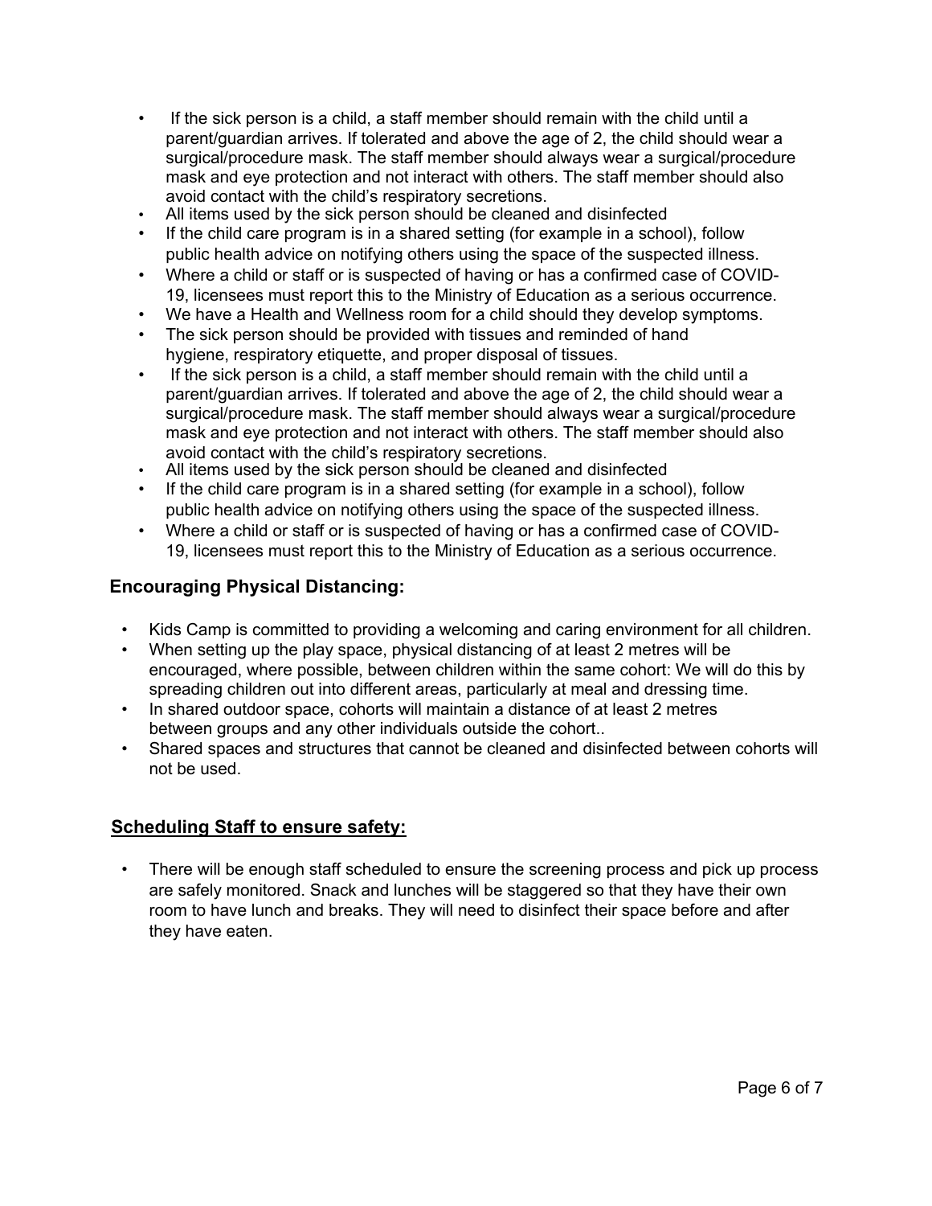- If the sick person is a child, a staff member should remain with the child until a parent/guardian arrives. If tolerated and above the age of 2, the child should wear a surgical/procedure mask. The staff member should always wear a surgical/procedure mask and eye protection and not interact with others. The staff member should also avoid contact with the child's respiratory secretions.
- All items used by the sick person should be cleaned and disinfected
- If the child care program is in a shared setting (for example in a school), follow public health advice on notifying others using the space of the suspected illness.
- Where a child or staff or is suspected of having or has a confirmed case of COVID-19, licensees must report this to the Ministry of Education as a serious occurrence.
- We have a Health and Wellness room for a child should they develop symptoms.
- The sick person should be provided with tissues and reminded of hand hygiene, respiratory etiquette, and proper disposal of tissues.
- If the sick person is a child, a staff member should remain with the child until a parent/guardian arrives. If tolerated and above the age of 2, the child should wear a surgical/procedure mask. The staff member should always wear a surgical/procedure mask and eye protection and not interact with others. The staff member should also avoid contact with the child's respiratory secretions.
- All items used by the sick person should be cleaned and disinfected
- If the child care program is in a shared setting (for example in a school), follow public health advice on notifying others using the space of the suspected illness.
- Where a child or staff or is suspected of having or has a confirmed case of COVID-19, licensees must report this to the Ministry of Education as a serious occurrence.

## Encouraging Physical Distancing:

- Kids Camp is committed to providing a welcoming and caring environment for all children.
- When setting up the play space, physical distancing of at least 2 metres will be encouraged, where possible, between children within the same cohort: We will do this by spreading children out into different areas, particularly at meal and dressing time.
- In shared outdoor space, cohorts will maintain a distance of at least 2 metres between groups and any other individuals outside the cohort..
- Shared spaces and structures that cannot be cleaned and disinfected between cohorts will not be used.

## Scheduling Staff to ensure safety:

- There will be enough staff scheduled to ensure the screening process and pick up process are safely monitored. Snack and lunches will be staggered so that they have their own room to have lunch and breaks. They will need to disinfect their space before and after they have eaten.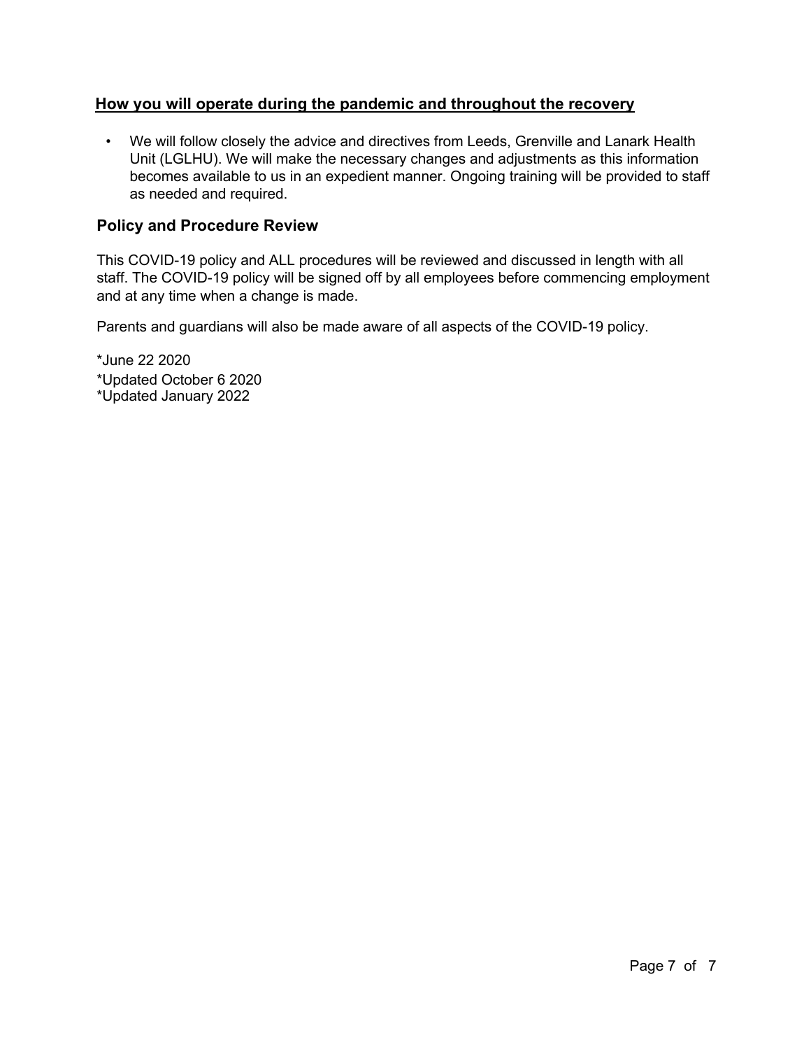## **How you will operate during the pandemic and throughout the recovery**

- We will follow closely the advice and directives from Leeds, Grenville and Lanark Health Unit (LGLHU). We will make the necessary changes and adjustments as this information becomes available to us in an expedient manner. Ongoing training will be provided to staff as needed and required.

### Policy and Procedure Review

This COVID-19 policy and ALL procedures will be reviewed and discussed in length with all staff. The COVID-19 policy will be signed off by all employees before commencing employment and at any time when a change is made.

Parents and guardians will also be made aware of all aspects of the COVID-19 policy.

*June 22 2020
*Updated October 6 2020
*Updated January 2022